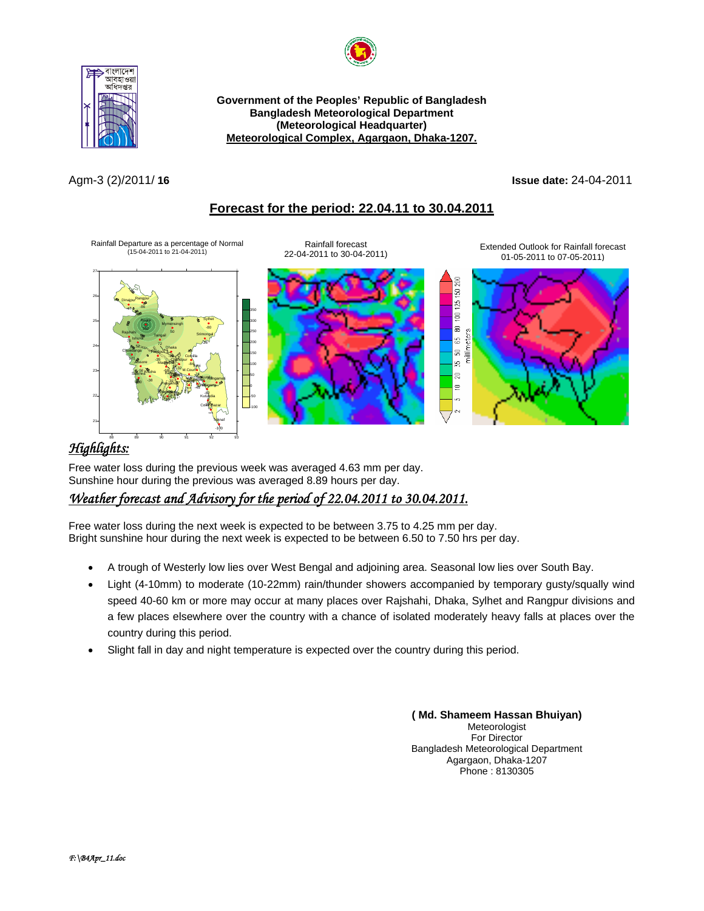Government of the Peoples' Republic of Bangladesh
Bangladesh Meteorological Department
(Meteorological Headquarter)
Meteorological Complex, Agargaon, Dhaka-1207.

Agm-3 (2)/2011/ **16** **Issue date:** 24-04-2011

## Forecast for the period: 22.04.11 to 30.04.2011

Rainfall Departure as a percentage of Normal (15-04-2011 to 21-04-2011)

Rainfall forecast 22-04-2011 to 30-04-2011)

Extended Outlook for Rainfall forecast 01-05-2011 to 07-05-2011)

## *Highlights:*

Free water loss during the previous week was averaged 4.63 mm per day.
Sunshine hour during the previous was averaged 8.89 hours per day.

## *Weather forecast and Advisory for the period of 22.04.2011 to 30.04.2011.*

Free water loss during the next week is expected to be between 3.75 to 4.25 mm per day.
Bright sunshine hour during the next week is expected to be between 6.50 to 7.50 hrs per day.

- A trough of Westerly low lies over West Bengal and adjoining area. Seasonal low lies over South Bay.
- Light (4-10mm) to moderate (10-22mm) rain/thunder showers accompanied by temporary gusty/squally wind speed 40-60 km or more may occur at many places over Rajshahi, Dhaka, Sylhet and Rangpur divisions and a few places elsewhere over the country with a chance of isolated moderately heavy falls at places over the country during this period.
- Slight fall in day and night temperature is expected over the country during this period.

**( Md. Shameem Hassan Bhuiyan)**
Meteorologist
For Director
Bangladesh Meteorological Department
Agargaon, Dhaka-1207
Phone : 8130305

*F:\B4Apr_11.doc*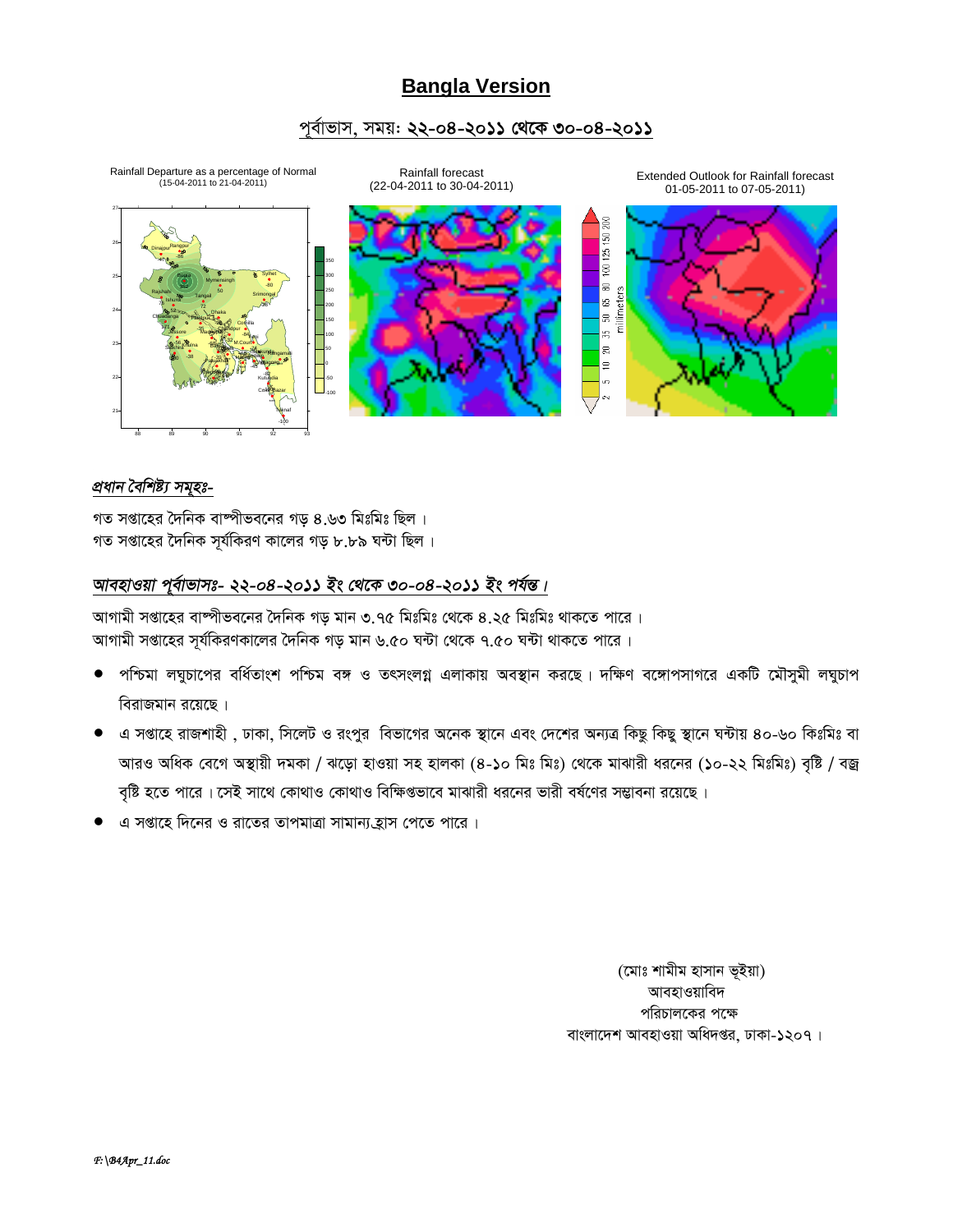# Bangla Version

## পূর্বাভাস, সময়ঃ ২২-০৪-২০১১ থেকে ৩০-০৪-২০১১

Rainfall Departure as a percentage of Normal (15-04-2011 to 21-04-2011)

Rainfall forecast (22-04-2011 to 30-04-2011)

Extended Outlook for Rainfall forecast 01-05-2011 to 07-05-2011)

### *প্রধান বৈশিষ্ট্য সমূহঃ-*

গত সপ্তাহের দৈনিক বাষ্পীভবনের গড় ৪.৬৩ মিঃমিঃ ছিল ।
গত সপ্তাহের দৈনিক সূর্যকিরণ কালের গড় ৮.৮৯ ঘন্টা ছিল ।

### *আবহাওয়া পূর্বাভাসঃ- ২২-০৪-২০১১ ইং থেকে ৩০-০৪-২০১১ ইং পর্যন্ত।*

আগামী সপ্তাহের বাষ্পীভবনের দৈনিক গড় মান ৩.৭৫ মিঃমিঃ থেকে ৪.২৫ মিঃমিঃ থাকতে পারে ।
আগামী সপ্তাহের সূর্যকিরণকালের দৈনিক গড় মান ৬.৫০ ঘন্টা থেকে ৭.৫০ ঘন্টা থাকতে পারে ।

- পশ্চিমা লঘুচাপের বর্ধিতাংশ পশ্চিম বঙ্গ ও তৎসংলগ্ন এলাকায় অবস্থান করছে। দক্ষিণ বঙ্গোপসাগরে একটি মৌসুমী লঘুচাপ বিরাজমান রয়েছে ।
- এ সপ্তাহে রাজশাহী , ঢাকা, সিলেট ও রংপুর বিভাগের অনেক স্থানে এবং দেশের অন্যত্র কিছু কিছু স্থানে ঘন্টায় ৪০-৬০ কিঃমিঃ বা আরও অধিক বেগে অস্থায়ী দমকা / ঝড়ো হাওয়া সহ হালকা (৪-১০ মিঃ মিঃ) থেকে মাঝারী ধরনের (১০-২২ মিঃমিঃ) বৃষ্টি / বজ্র বৃষ্টি হতে পারে। সেই সাথে কোথাও কোথাও বিক্ষিপ্তভাবে মাঝারী ধরনের ভারী বর্ষণের সম্ভাবনা রয়েছে ।
- এ সপ্তাহে দিনের ও রাতের তাপমাত্রা সামান্য হ্রাস পেতে পারে ।

(মোঃ শামীম হাসান ভূইয়া)
আবহাওয়াবিদ
পরিচালকের পক্ষে
বাংলাদেশ আবহাওয়া অধিদপ্তর, ঢাকা-১২০৭ ।

*F:\B4Apr_11.doc*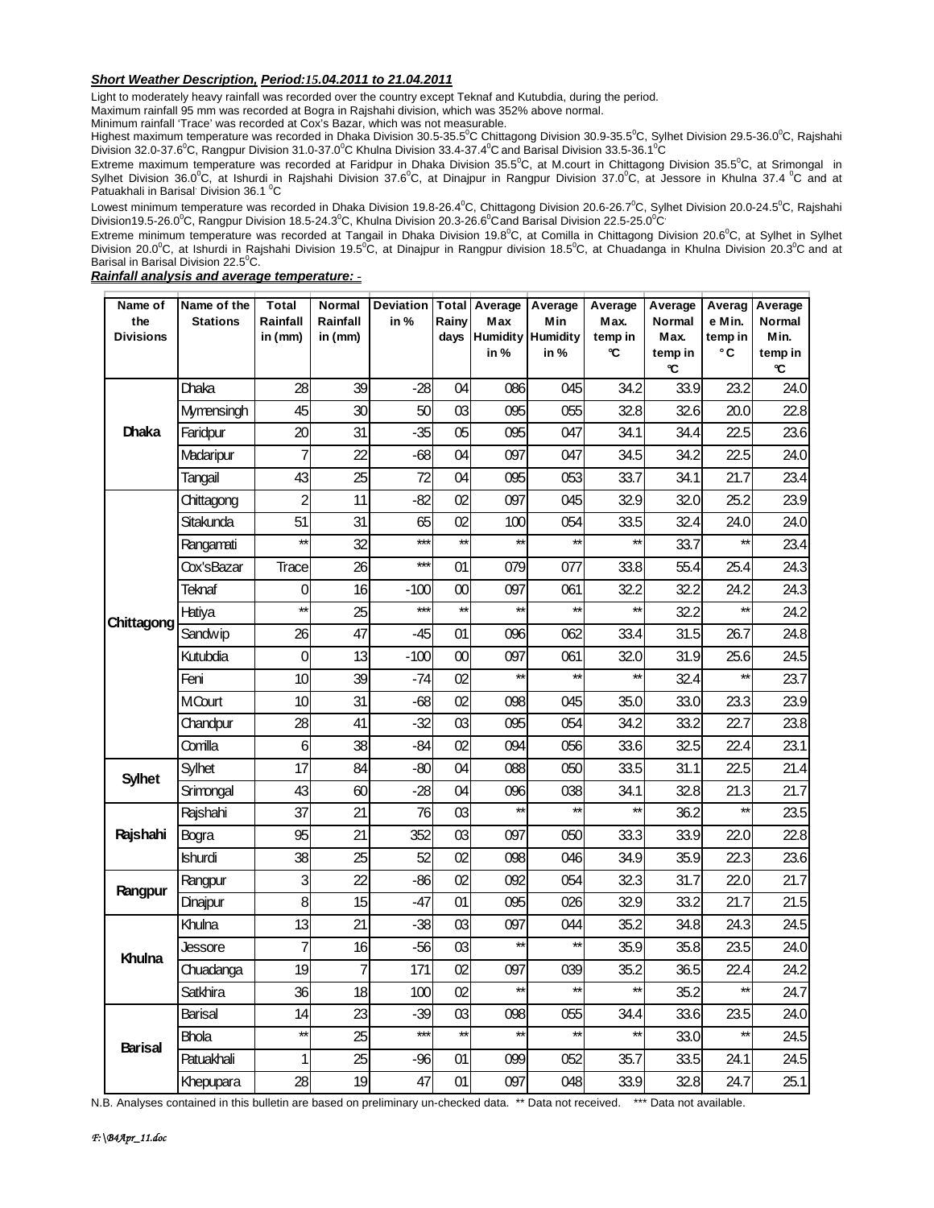***Short Weather Description, Period:15.04.2011 to 21.04.2011***

Light to moderately heavy rainfall was recorded over the country except Teknaf and Kutubdia, during the period.

Maximum rainfall 95 mm was recorded at Bogra in Rajshahi division, which was 352% above normal.

Minimum rainfall 'Trace' was recorded at Cox's Bazar, which was not measurable.

Highest maximum temperature was recorded in Dhaka Division 30.5-35.5$^0$C Chittagong Division 30.9-35.5$^0$C, Sylhet Division 29.5-36.0$^0$C, Rajshahi Division 32.0-37.6$^0$C, Rangpur Division 31.0-37.0$^0$C Khulna Division 33.4-37.4$^0$C and Barisal Division 33.5-36.1$^0$C

Extreme maximum temperature was recorded at Faridpur in Dhaka Division 35.5$^0$C, at M.court in Chittagong Division 35.5$^0$C, at Srimongal in Sylhet Division 36.0$^0$C, at Ishurdi in Rajshahi Division 37.6$^0$C, at Dinajpur in Rangpur Division 37.0$^0$C, at Jessore in Khulna 37.4 $^0$C and at Patuakhali in Barisal Division 36.1 $^0$C

Lowest minimum temperature was recorded in Dhaka Division 19.8-26.4$^0$C, Chittagong Division 20.6-26.7$^0$C, Sylhet Division 20.0-24.5$^0$C, Rajshahi Division19.5-26.0$^0$C, Rangpur Division 18.5-24.3$^0$C, Khulna Division 20.3-26.6$^0$Cand Barisal Division 22.5-25.0$^0$C

Extreme minimum temperature was recorded at Tangail in Dhaka Division 19.8$^0$C, at Comilla in Chittagong Division 20.6$^0$C, at Sylhet in Sylhet Division 20.0$^0$C, at Ishurdi in Rajshahi Division 19.5$^0$C, at Dinajpur in Rangpur division 18.5$^0$C, at Chuadanga in Khulna Division 20.3$^0$C and at Barisal in Barisal Division 22.5$^0$C.

***Rainfall analysis and average temperature: -***

| Name of the Divisions | Name of the Stations | Total Rainfall in (mm) | Normal Rainfall in (mm) | Deviation in % | Total Rainy days | Average Max Humidity in % | Average Min Humidity in % | Average Max. temp in °C | Average Normal Max. temp in °C | Average Min. temp in °C | Average Normal Min. temp in °C |
|---|---|---|---|---|---|---|---|---|---|---|---|
| Dhaka | Dhaka | 28 | 39 | -28 | 04 | 086 | 045 | 34.2 | 33.9 | 23.2 | 24.0 |
| | Mymensingh | 45 | 30 | 50 | 03 | 095 | 055 | 32.8 | 32.6 | 20.0 | 22.8 |
| | Faridpur | 20 | 31 | -35 | 05 | 095 | 047 | 34.1 | 34.4 | 22.5 | 23.6 |
| | Madaripur | 7 | 22 | -68 | 04 | 097 | 047 | 34.5 | 34.2 | 22.5 | 24.0 |
| | Tangail | 43 | 25 | 72 | 04 | 095 | 053 | 33.7 | 34.1 | 21.7 | 23.4 |
| Chittagong | Chittagong | 2 | 11 | -82 | 02 | 097 | 045 | 32.9 | 32.0 | 25.2 | 23.9 |
| | Sitakunda | 51 | 31 | 65 | 02 | 100 | 054 | 33.5 | 32.4 | 24.0 | 24.0 |
| | Rangamati | ** | 32 | *** | ** | ** | ** | ** | 33.7 | ** | 23.4 |
| | Cox'sBazar | Trace | 26 | *** | 01 | 079 | 077 | 33.8 | 55.4 | 25.4 | 24.3 |
| | Teknaf | 0 | 16 | -100 | 00 | 097 | 061 | 32.2 | 32.2 | 24.2 | 24.3 |
| | Hatiya | ** | 25 | *** | ** | ** | ** | ** | 32.2 | ** | 24.2 |
| | Sandwip | 26 | 47 | -45 | 01 | 096 | 062 | 33.4 | 31.5 | 26.7 | 24.8 |
| | Kutubdia | 0 | 13 | -100 | 00 | 097 | 061 | 32.0 | 31.9 | 25.6 | 24.5 |
| | Feni | 10 | 39 | -74 | 02 | ** | ** | ** | 32.4 | ** | 23.7 |
| | M.Court | 10 | 31 | -68 | 02 | 098 | 045 | 35.0 | 33.0 | 23.3 | 23.9 |
| | Chandpur | 28 | 41 | -32 | 03 | 095 | 054 | 34.2 | 33.2 | 22.7 | 23.8 |
| | Comilla | 6 | 38 | -84 | 02 | 094 | 056 | 33.6 | 32.5 | 22.4 | 23.1 |
| Sylhet | Sylhet | 17 | 84 | -80 | 04 | 088 | 050 | 33.5 | 31.1 | 22.5 | 21.4 |
| | Srimongal | 43 | 60 | -28 | 04 | 096 | 038 | 34.1 | 32.8 | 21.3 | 21.7 |
| Rajshahi | Rajshahi | 37 | 21 | 76 | 03 | ** | ** | ** | 36.2 | ** | 23.5 |
| | Bogra | 95 | 21 | 352 | 03 | 097 | 050 | 33.3 | 33.9 | 22.0 | 22.8 |
| | Ishurdi | 38 | 25 | 52 | 02 | 098 | 046 | 34.9 | 35.9 | 22.3 | 23.6 |
| Rangpur | Rangpur | 3 | 22 | -86 | 02 | 092 | 054 | 32.3 | 31.7 | 22.0 | 21.7 |
| | Dinajpur | 8 | 15 | -47 | 01 | 095 | 026 | 32.9 | 33.2 | 21.7 | 21.5 |
| Khulna | Khulna | 13 | 21 | -38 | 03 | 097 | 044 | 35.2 | 34.8 | 24.3 | 24.5 |
| | Jessore | 7 | 16 | -56 | 03 | ** | ** | 35.9 | 35.8 | 23.5 | 24.0 |
| | Chuadanga | 19 | 7 | 171 | 02 | 097 | 039 | 35.2 | 36.5 | 22.4 | 24.2 |
| | Satkhira | 36 | 18 | 100 | 02 | ** | ** | ** | 35.2 | ** | 24.7 |
| Barisal | Barisal | 14 | 23 | -39 | 03 | 098 | 055 | 34.4 | 33.6 | 23.5 | 24.0 |
| | Bhola | ** | 25 | *** | ** | ** | ** | ** | 33.0 | ** | 24.5 |
| | Patuakhali | 1 | 25 | -96 | 01 | 099 | 052 | 35.7 | 33.5 | 24.1 | 24.5 |
| | Khepupara | 28 | 19 | 47 | 01 | 097 | 048 | 33.9 | 32.8 | 24.7 | 25.1 |

N.B. Analyses contained in this bulletin are based on preliminary un-checked data. ** Data not received. *** Data not available.

*F:\B4Apr_11.doc*